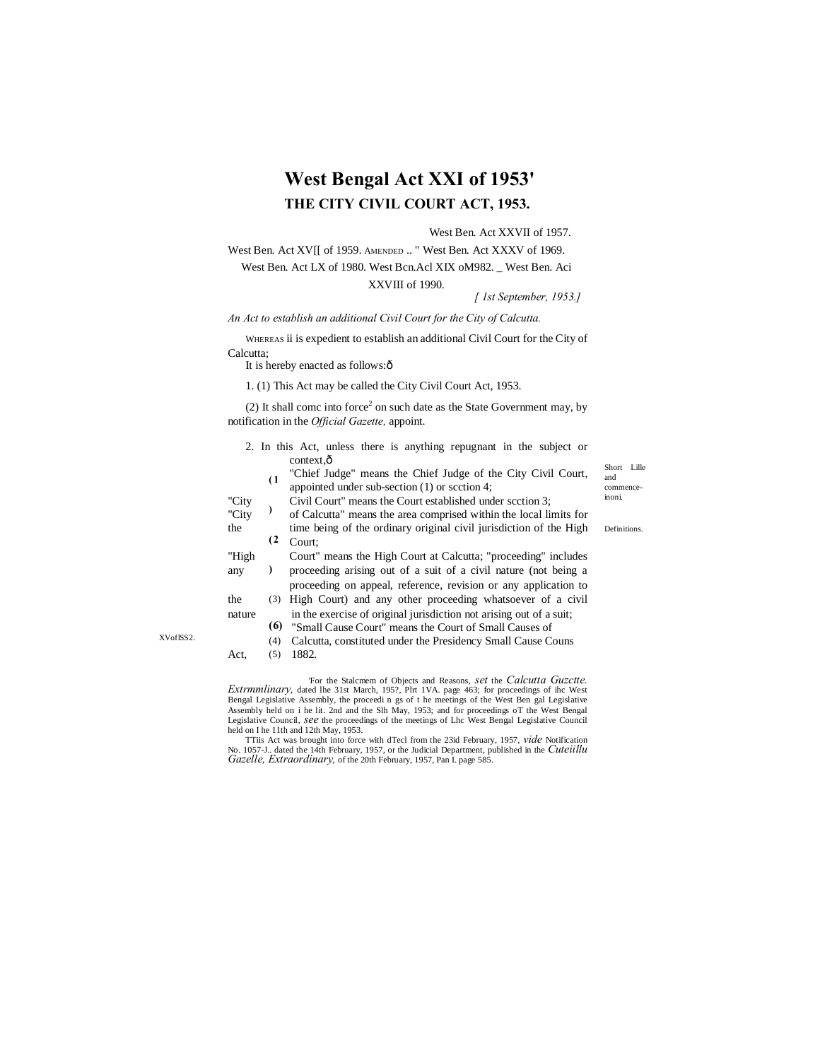# West Bengal Act XXI of 1953[1]

## THE CITY CIVIL COURT ACT, 1953.

West Ben. Act XXVII of 1957.
West Ben. Act XV[[ of 1959. AMENDED .. " West Ben. Act XXXV of 1969.
West Ben. Act LX of 1980. West Bcn.Acl XIX oM982. _ West Ben. Aci XXVIII of 1990.

*[ 1st September, 1953.]*

*An Act to establish an additional Civil Court for the City of Calcutta.*

WHEREAS ii is expedient to establish an additional Civil Court for the City of Calcutta;

It is hereby enacted as follows:—

Short title and commencement.

1. (1) This Act may be called the City Civil Court Act, 1953.

(2) It shall comc into force[2] on such date as the State Government may, by notification in the *Official Gazette,* appoint.

Definitions.

2. In this Act, unless there is anything repugnant in the subject or context,—

(1) "Chief Judge" means the Chief Judge of the City Civil Court, appointed under sub-section (1) or scction 4;

(2) "City Civil Court" means the Court established under scction 3;

(3) "City of Calcutta" means the area comprised within the local limits for the time being of the ordinary original civil jurisdiction of the High Court;

(4) "High Court" means the High Court at Calcutta;

(5) "proceeding" includes any proceeding arising out of a suit of a civil nature (not being a proceeding on appeal, reference, revision or any application to the High Court) and any other proceeding whatsoever of a civil nature in the exercise of original jurisdiction not arising out of a suit;

XVofISS2.

(6) "Small Cause Court" means the Court of Small Causes of Calcutta, constituted under the Presidency Small Cause Couns Act, 1882.

[1]For the Stalcmem of Objects and Reasons, *set* the *Calcutta Guzctte. Extrmmlinary,* dated lhe 31st March, 195?, Plrt 1VA. page 463; for proceedings of ihc West Bengal Legislative Assembly, the proceedi n gs of t he meetings of the West Ben gal Legislative Assembly held on i he lit. 2nd and the Slh May, 1953; and for proceedings oT the West Bengal Legislative Council, *see* the proceedings of the meetings of Lhc West Bengal Legislative Council held on I he 11th and 12th May, 1953.

[2]TTiis Act was brought into force with dTecl from the 23id February, 1957, *vide* Notification No. 1057-J.. dated the 14th February, 1957, or the Judicial Department, published in the *Cuteiillu Gazelle, Extraordinary,* of the 20th February, 1957, Pan I. page 585.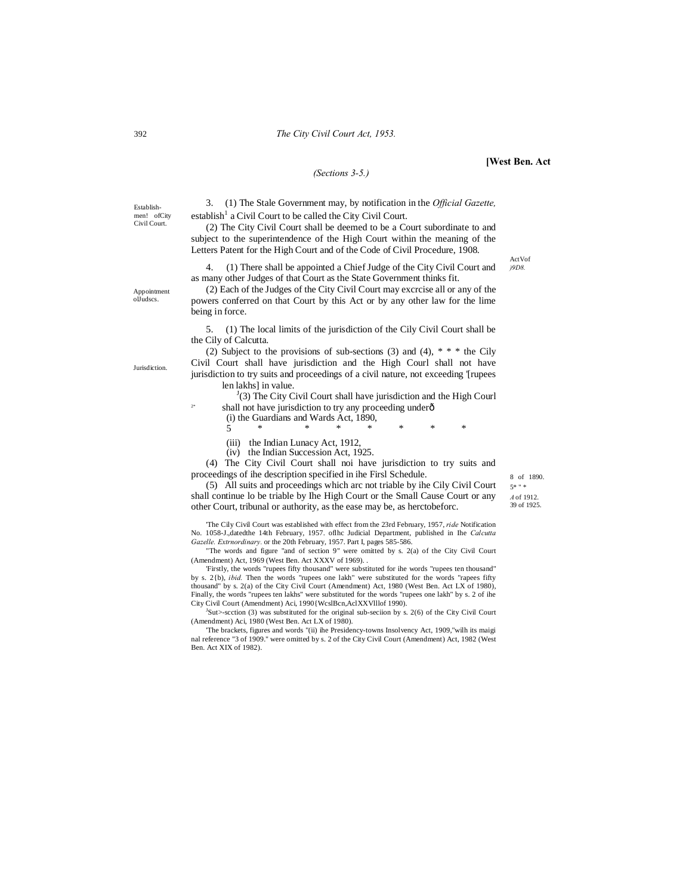[West Ben. Act

*(Sections 3-5.)*

Establishmen! ofCity Civil Court.

3. (1) The Stale Government may, by notification in the *Official Gazette,* establish[1] a Civil Court to be called the City Civil Court.

(2) The City Civil Court shall be deemed to be a Court subordinate to and subject to the superintendence of the High Court within the meaning of the Letters Patent for the High Court and of the Code of Civil Procedure, 1908.

ActVof *)9D8.*

Appointment olJudscs.

4. (1) There shall be appointed a Chief Judge of the City Civil Court and as many other Judges of that Court as the State Government thinks fit.

(2) Each of the Judges of the City Civil Court may excrcise all or any of the powers conferred on that Court by this Act or by any other law for the lime being in force.

Jurisdiction.

5. (1) The local limits of the jurisdiction of the Cily Civil Court shall be the Cily of Calcutta.

(2) Subject to the provisions of sub-sections (3) and (4), [2]* * * the Cily Civil Court shall have jurisdiction and the High Courl shall not have jurisdiction to try suits and proceedings of a civil nature, not exceeding [3][rupees len lakhs] in value.

[4](3) The City Civil Court shall have jurisdiction and the High Courl shall not have jurisdiction to try any proceeding under—

(i) the Guardians and Wards Act, 1890,

[5] * * * * * * *

(iii) the Indian Lunacy Act, 1912,

(iv) the Indian Succession Act, 1925.

8 of 1890.
5* " *
*A* of 1912.
39 of 1925.

(4) The City Civil Court shall noi have jurisdiction to try suits and proceedings of ihe description specified in ihe Firsl Schedule.

(5) All suits and proceedings which arc not triable by ihe Cily Civil Court shall continue lo be triable by Ihe High Court or the Small Cause Court or any other Court, tribunal or authority, as the ease may be, as herctobeforc.

[1]The Cily Civil Court was established with effect from the 23rd February, 1957, *ride* Notification No. 1058-J.,datedthe 14th February, 1957. oflhc Judicial Department, published in Ihe *Calcutta Gazelle. Extrnordinary.* or the 20th February, 1957. Part I, pages 585-586.

[2]The words and figure "and of section 9" were omitted by s. 2(a) of the City Civil Court (Amendment) Act, 1969 (West Ben. Act XXXV of 1969).

[3]Firstly, the words "rupees fifty thousand" were substituted for ihe words "rupees ten thousand" by s. 2{b), *ibid.* Then the words "rupees one lakh" were substituted for the words "rapees fifty thousand" by s. 2(a) of the City Civil Court (Amendment) Act, 1980 (West Ben. Act LX of 1980), Finally, the words "rupees ten lakhs" were substituted for the words "rupees one lakh" by s. 2 of ihe City Civil Court (Amendment) Aci, 1990{WcslBcn,AclXXVllIof 1990).

[4]Sut>-scction (3) was substituted for the original sub-seciion by s. 2(6) of the City Civil Court (Amendment) Aci, 1980 (West Ben. Act LX of 1980).

[5]The brackets, figures and words "(ii) ihe Presidency-towns Insolvency Act, 1909,"wilh its maiginal reference "3 of 1909." were omitted by s. 2 of the City Civil Court (Amendment) Act, 1982 (West Ben. Act XIX of 1982).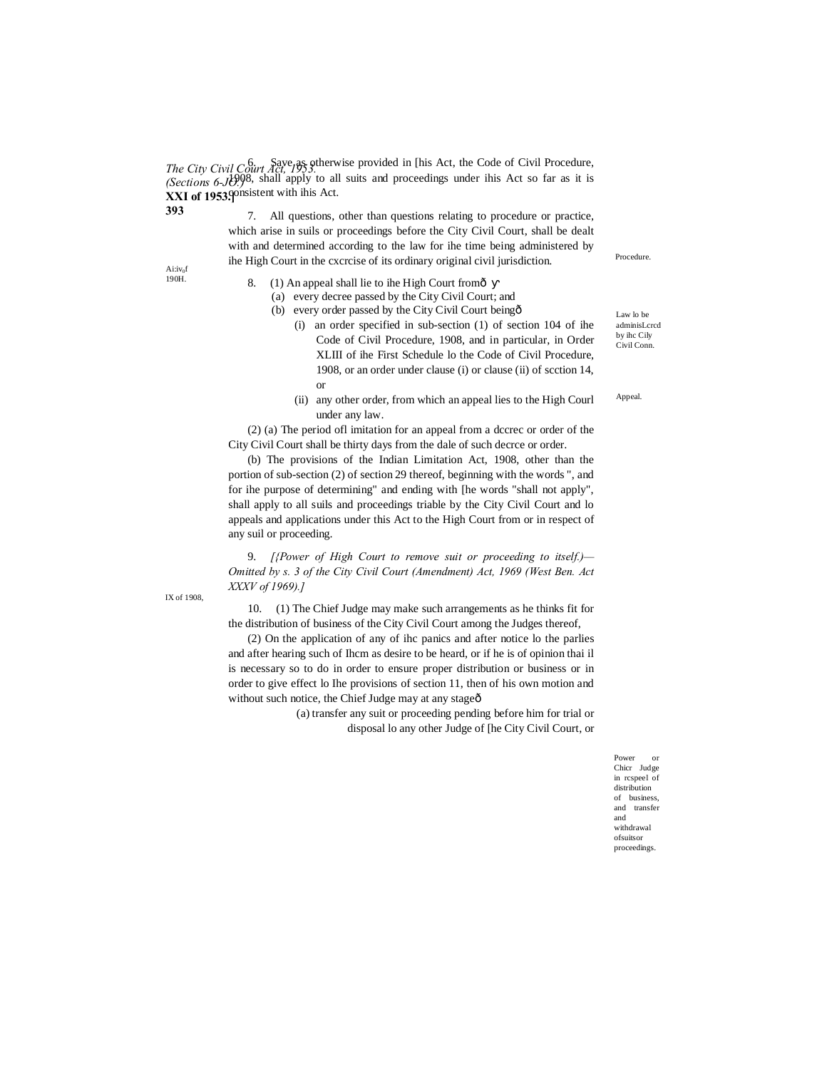6. Save as otherwise provided in [his Act, the Code of Civil Procedure, 1908, shall apply to all suits and proceedings under ihis Act so far as it is consistent with ihis Act.

Procedure.

7. All questions, other than questions relating to procedure or practice, which arise in suils or proceedings before the City Civil Court, shall be dealt with and determined according to the law for ihe time being administered by ihe High Court in the cxcrcise of its ordinary original civil jurisdiction.

Law lo be adminisLcrcd by ihc Cily Civil Conn.

Appeal.

8. (1) An appeal shall lie to ihe High Court from—

(a) every decree passed by the City Civil Court; and

(b) every order passed by the City Civil Court being—

(i) an order specified in sub-section (1) of section 104 of ihe Code of Civil Procedure, 1908, and in particular, in Order XLIII of ihe First Schedule lo the Code of Civil Procedure, 1908, or an order under clause (i) or clause (ii) of scction 14, or

(ii) any other order, from which an appeal lies to the High Courl under any law.

(2) (a) The period ofl imitation for an appeal from a dccrec or order of the City Civil Court shall be thirty days from the dale of such decrce or order.

IX of 1908,

(b) The provisions of the Indian Limitation Act, 1908, other than the portion of sub-section (2) of section 29 thereof, beginning with the words ", and for ihe purpose of determining" and ending with [he words "shall not apply", shall apply to all suils and proceedings triable by the City Civil Court and lo appeals and applications under this Act to the High Court from or in respect of any suil or proceeding.

9. *[{Power of High Court to remove suit or proceeding to itself.)—Omitted by s. 3 of the City Civil Court (Amendment) Act, 1969 (West Ben. Act XXXV of 1969).]*

Power or Chicr Judge in rcspeel of distribution of business, and transfer and withdrawal ofsuitsor proceedings.

10. (1) The Chief Judge may make such arrangements as he thinks fit for the distribution of business of the City Civil Court among the Judges thereof,

(2) On the application of any of ihc panics and after notice lo the parlies and after hearing such of Ihcm as desire to be heard, or if he is of opinion thai il is necessary so to do in order to ensure proper distribution or business or in order to give effect lo Ihe provisions of section 11, then of his own motion and without such notice, the Chief Judge may at any stage—

(a) transfer any suit or proceeding pending before him for trial or disposal lo any other Judge of [he City Civil Court, or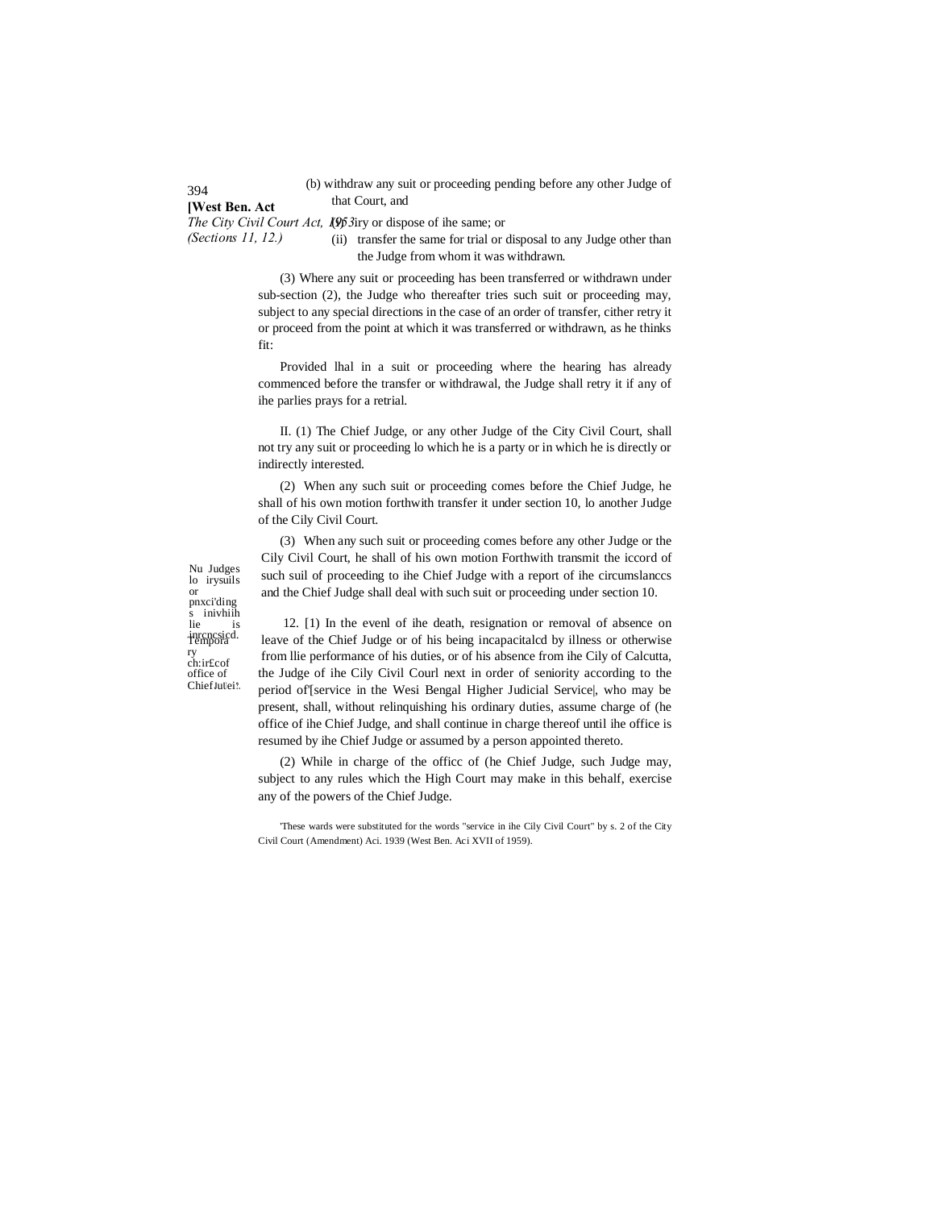(b) withdraw any suit or proceeding pending before any other Judge of that Court, and

(i) try or dispose of ihe same; or

(ii) transfer the same for trial or disposal to any Judge other than the Judge from whom it was withdrawn.

(3) Where any suit or proceeding has been transferred or withdrawn under sub-section (2), the Judge who thereafter tries such suit or proceeding may, subject to any special directions in the case of an order of transfer, cither retry it or proceed from the point at which it was transferred or withdrawn, as he thinks fit:

Provided lhal in a suit or proceeding where the hearing has already commenced before the transfer or withdrawal, the Judge shall retry it if any of ihe parlies prays for a retrial.

Nu Judges lo irysuils or pnxci'ding s inivhiih lie is inrcncsicd.

II. (1) The Chief Judge, or any other Judge of the City Civil Court, shall not try any suit or proceeding lo which he is a party or in which he is directly or indirectly interested.

(2) When any such suit or proceeding comes before the Chief Judge, he shall of his own motion forthwith transfer it under section 10, lo another Judge of the Cily Civil Court.

(3) When any such suit or proceeding comes before any other Judge or the Cily Civil Court, he shall of his own motion Forthwith transmit the iccord of such suil of proceeding to ihe Chief Judge with a report of ihe circumslanccs and the Chief Judge shall deal with such suit or proceeding under section 10.

Temporary ch:ir£cof office of ChiefJul|ei?.

12. [1) In the evenl of ihe death, resignation or removal of absence on leave of the Chief Judge or of his being incapacitalcd by illness or otherwise from llie performance of his duties, or of his absence from ihe Cily of Calcutta, the Judge of ihe Cily Civil Courl next in order of seniority according to the period of'[service in the Wesi Bengal Higher Judicial Service|, who may be present, shall, without relinquishing his ordinary duties, assume charge of (he office of ihe Chief Judge, and shall continue in charge thereof until ihe office is resumed by ihe Chief Judge or assumed by a person appointed thereto.

(2) While in charge of the officc of (he Chief Judge, such Judge may, subject to any rules which the High Court may make in this behalf, exercise any of the powers of the Chief Judge.

'These wards were substituted for the words "service in ihe Cily Civil Court" by s. 2 of the City Civil Court (Amendment) Aci. 1939 (West Ben. Aci XVII of 1959).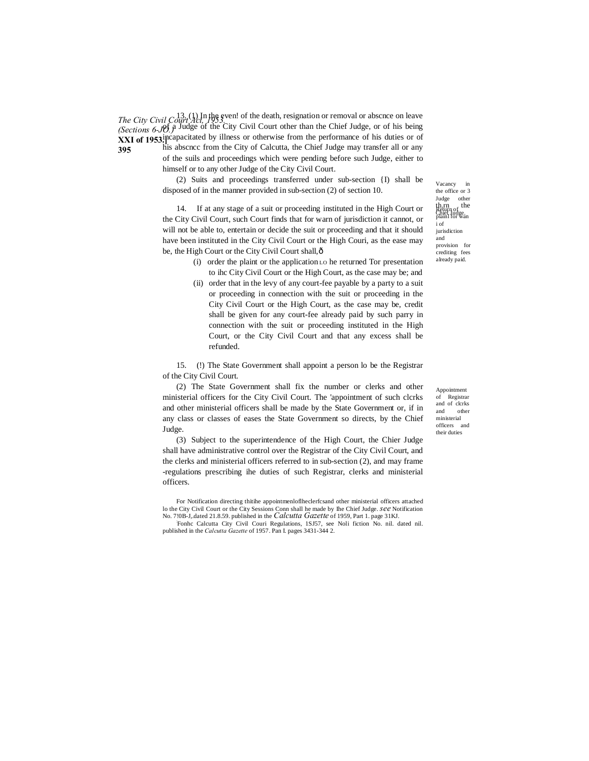13. (1) In the even! of the death, resignation or removal or abscnce on leave of a Judge of the City Civil Court other than the Chief Judge, or of his being incapacitated by illness or otherwise from the performance of his duties or of his abscncc from the City of Calcutta, the Chief Judge may transfer all or any of the suils and proceedings which were pending before such Judge, either to himself or to any other Judge of the City Civil Court.

Vacancy in the office or 3 Judge other th.rn the Chief Judge.

(2) Suits and proceedings transferred under sub-section {I) shall be disposed of in the manner provided in sub-section (2) of section 10.

Return of plainl for wan i of jurisdiction and provision for crediting fees already paid.

14. If at any stage of a suit or proceeding instituted in the High Court or the City Civil Court, such Court finds that for warn of jurisdiction it cannot, or will not be able to, entertain or decide the suit or proceeding and that it should have been instituted in the City Civil Court or the High Couri, as the ease may be, the High Court or the City Civil Court shall,—

- (i) order the plaint or the application LO he returned Tor presentation to ihc City Civil Court or the High Court, as the case may be; and
- (ii) order that in the levy of any court-fee payable by a party to a suit or proceeding in connection with the suit or proceeding in the City Civil Court or the High Court, as the case may be, credit shall be given for any court-fee already paid by such parry in connection with the suit or proceeding instituted in the High Court, or the City Civil Court and that any excess shall be refunded.

Appointment of Registrar and of clcrks and other ministerial officers and their duties

15. (!) The State Government shall appoint a person lo be the Registrar of the City Civil Court.

(2) The State Government shall fix the number or clerks and other ministerial officers for the City Civil Court. The 'appointment of such clcrks and other ministerial officers shall be made by the State Government or, if in any class or classes of eases the State Government so directs, by the Chief Judge.

(3) Subject to the superintendence of the High Court, the Chier Judge shall have administrative control over the Registrar of the City Civil Court, and the clerks and ministerial officers referred to in sub-section (2), and may frame -regulations prescribing ihe duties of such Registrar, clerks and ministerial officers.

For Notification directing thitihe appointmenloflheclerfcsand other ministerial officers attached lo the City Civil Court or the City Sessions Conn shall he made by Ihe Chief Judge. *see* Notification No. 7!0B-J,.dated 21.8.59. published in the *Calcutta Gazette* of 1959, Part 1. page 31KJ.

:Fonhc Calcutta City Civil Couri Regulations, 1SJ57, see Noli fiction No. nil. dated nil. published in the *Calcutta Gazette* of 1957. Pan I. pages 3431-344 2.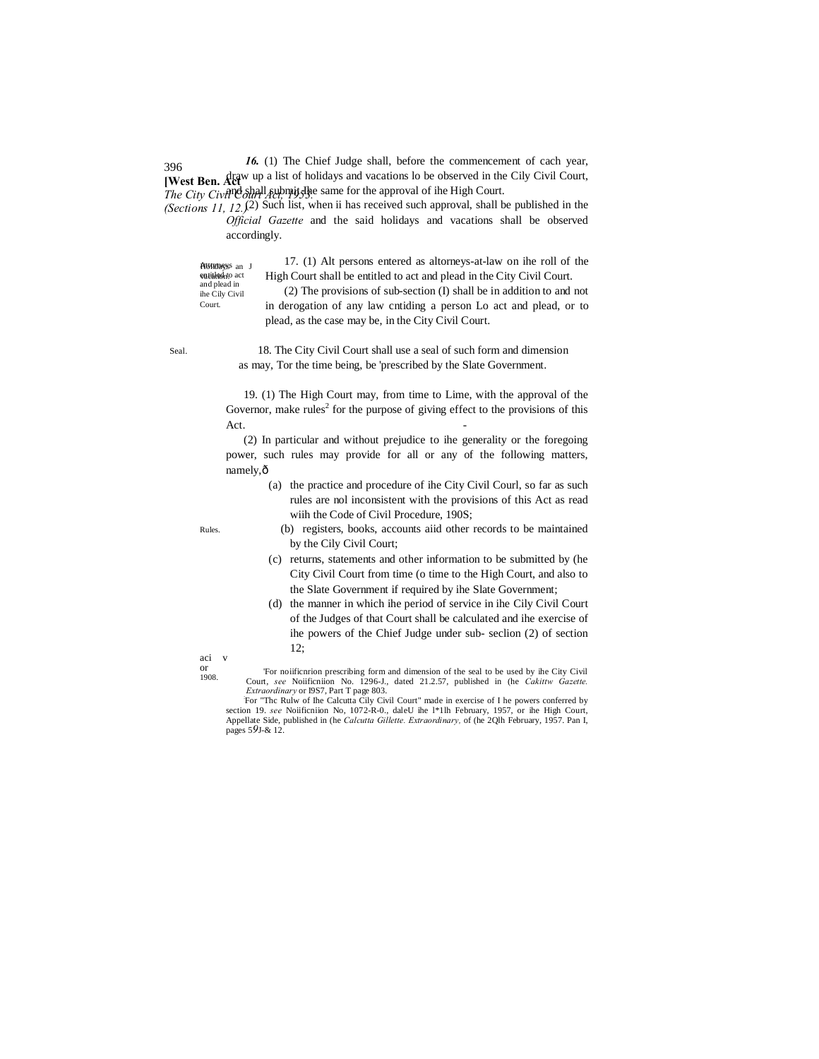**16.** (1) The Chief Judge shall, before the commencement of cach year, draw up a list of holidays and vacations lo be observed in the Cily Civil Court, and shall submit the same for the approval of ihe High Court.

(2) Such list, when ii has received such approval, shall be published in the *Official Gazette* and the said holidays and vacations shall be observed accordingly.

Attorneys entitled to act and plead in ihe Cily Civil Court.

17. (1) Alt persons entered as altorneys-at-law on ihe roll of the High Court shall be entitled to act and plead in the City Civil Court.

(2) The provisions of sub-section (I) shall be in addition to and not in derogation of any law cntiding a person Lo act and plead, or to plead, as the case may be, in the City Civil Court.

Seal.

18. The City Civil Court shall use a seal of such form and dimension as may, Tor the time being, be [1]prescribed by the Slate Government.

Rules.

19. (1) The High Court may, from time to Lime, with the approval of the Governor, make rules[2] for the purpose of giving effect to the provisions of this Act.

(2) In particular and without prejudice to ihe generality or the foregoing power, such rules may provide for all or any of the following matters, namely,—

(a) the practice and procedure of ihe City Civil Courl, so far as such rules are nol inconsistent with the provisions of this Act as read wiih the Code of Civil Procedure, 190S;

(b) registers, books, accounts aiid other records to be maintained by the Cily Civil Court;

(c) returns, statements and other information to be submitted by (he City Civil Court from time (o time to the High Court, and also to the Slate Government if required by ihe Slate Government;

(d) the manner in which ihe period of service in ihe Cily Civil Court of the Judges of that Court shall be calculated and ihe exercise of ihe powers of the Chief Judge under sub- seclion (2) of section 12;

aci v or 1908.

[1]For noiificnrion prescribing form and dimension of the seal to be used by ihe City Civil Court, *see* Noiificniion No. 1296-J., dated 21.2.57, published in (he *Cakittw Gazette. Extraordinary* or I9S7, Part T page 803.

[2]For "Thc Rulw of Ihe Calcutta Cily Civil Court" made in exercise of I he powers conferred by section 19. *see* Noiificniion No, 1072-R-0., daleU ihe l*1lh February, 1957, or ihe High Court, Appellate Side, published in (he *Calcutta Gillette. Extraordinary,* of (he 2Qlh February, 1957. Pan I, pages 59J-& 12.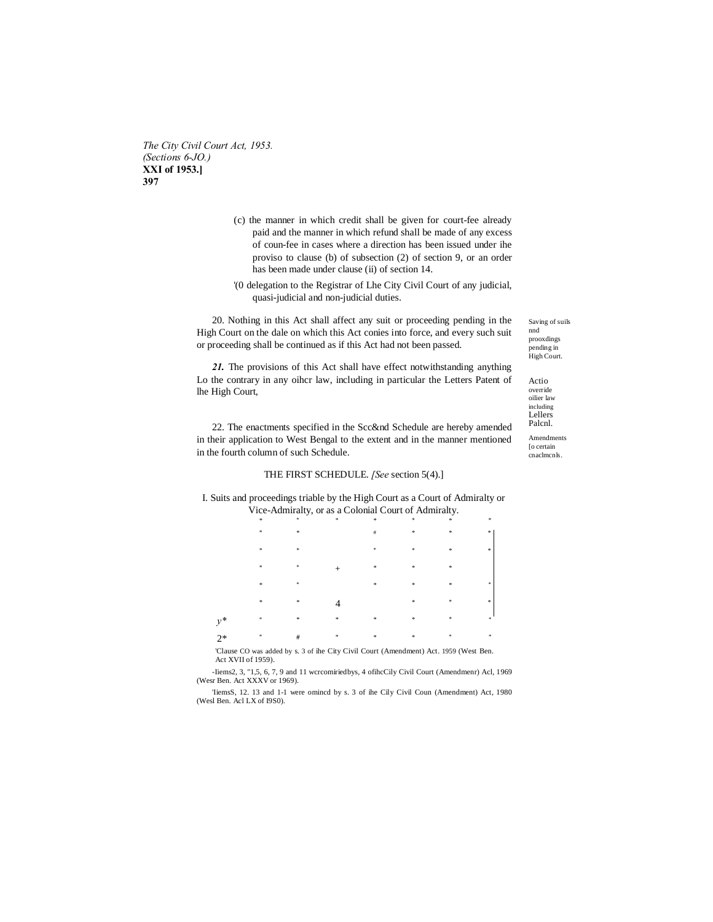(c) the manner in which credit shall be given for court-fee already paid and the manner in which refund shall be made of any excess of coun-fee in cases where a direction has been issued under ihe proviso to clause (b) of subsection (2) of section 9, or an order has been made under clause (ii) of section 14.

'(0 delegation to the Registrar of Lhe City Civil Court of any judicial, quasi-judicial and non-judicial duties.

Saving of suils nnd prooxdings pending in High Court.

20. Nothing in this Act shall affect any suit or proceeding pending in the High Court on the dale on which this Act conies into force, and every such suit or proceeding shall be continued as if this Act had not been passed.

Actio override oilier law including Lellers Palcnl.

***21.*** The provisions of this Act shall have effect notwithstanding anything Lo the contrary in any oihcr law, including in particular the Letters Patent of lhe High Court,

Amendments [o certain cnaclmcnls.

22. The enactments specified in the Scc&nd Schedule are hereby amended in their application to West Bengal to the extent and in the manner mentioned in the fourth column of such Schedule.

THE FIRST SCHEDULE. *[See* section 5(4).]

I. Suits and proceedings triable by the High Court as a Court of Admiralty or Vice-Admiralty, or as a Colonial Court of Admiralty.

\* \* \* \* \* \* \*

\* \* # \* \* \*

\* \* \* \* \* \*

\* \* + \* \* \*

\* \* \* \* \* \*

\* \* 4 \* \* \*

*y** \* \* \* \* \* \* \*

2* \* # \* \* \* \* \*

'Clause CO was added by s. 3 of ihe City Civil Court (Amendment) Act. 1959 (West Ben. Act XVII of 1959).

-Iiems2, 3, "1,5, 6, 7, 9 and 11 wcrcomiriedbys, 4 ofihcCily Civil Court (Amendmenr) Acl, 1969 (Wesr Ben. Act XXXV or 1969).

'IiemsS, 12. 13 and 1-1 were omincd by s. 3 of ihe Cily Civil Coun (Amendment) Act, 1980 (Wesl Ben. Acl LX of I9S0).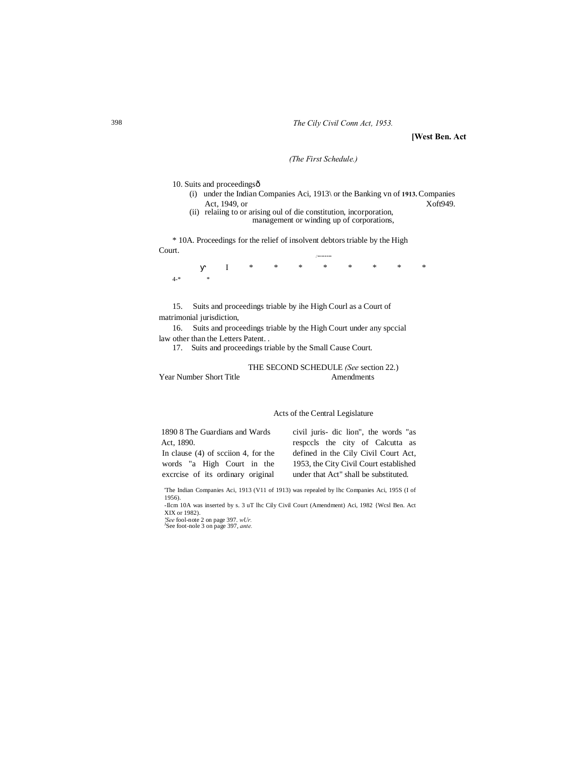**[West Ben. Act**

*(The First Schedule.)*

10. Suits and proceedingsð
    (i) under the Indian Companies Aci, 1913\ or the Banking vn of **1913.** Companies Act, 1949, or Xoft949.
    (ii) relaiing to or arising oul of die constitution, incorporation, management or winding up of corporations,

\* 10A. Proceedings for the relief of insolvent debtors triable by the High Court.

:\*\*\*\*\*\*\*\*

Ƴ I \* \* \* \* \* \* \* \*

4-\* \*

15. Suits and proceedings triable by ihe High Courl as a Court of matrimonial jurisdiction,

16. Suits and proceedings triable by the High Court under any spccial law other than the Letters Patent. .

17. Suits and proceedings triable by the Small Cause Court.

THE SECOND SCHEDULE *(See* section 22.)

| Year | Number | Short Title | Amendments |
|---|---|---|---|
| | | Acts of the Central Legislature | |
| 1890 | 8 | The Guardians and Wards Act, 1890. | In clause (4) of scciion 4, for the words "a High Court in the excrcise of its ordinary original civil juris- dic lion", the words "as respccls the city of Calcutta as defined in the Cily Civil Court Act, 1953, the City Civil Court established under that Act" shall be substituted. |

'The Indian Companies Aci, 1913 (V11 of 1913) was repealed by lhc Companies Aci, 195S (I of 1956).

-Ilcm 10A was inserted by s. 3 uT lhc Cily Civil Court (Amendment) Aci, 1982 {Wcsl Ben. Act XIX or 1982).

*'See* fool-note 2 on page 397. *wUr.*

[J]See foot-nole 3 on page 397, *ante.*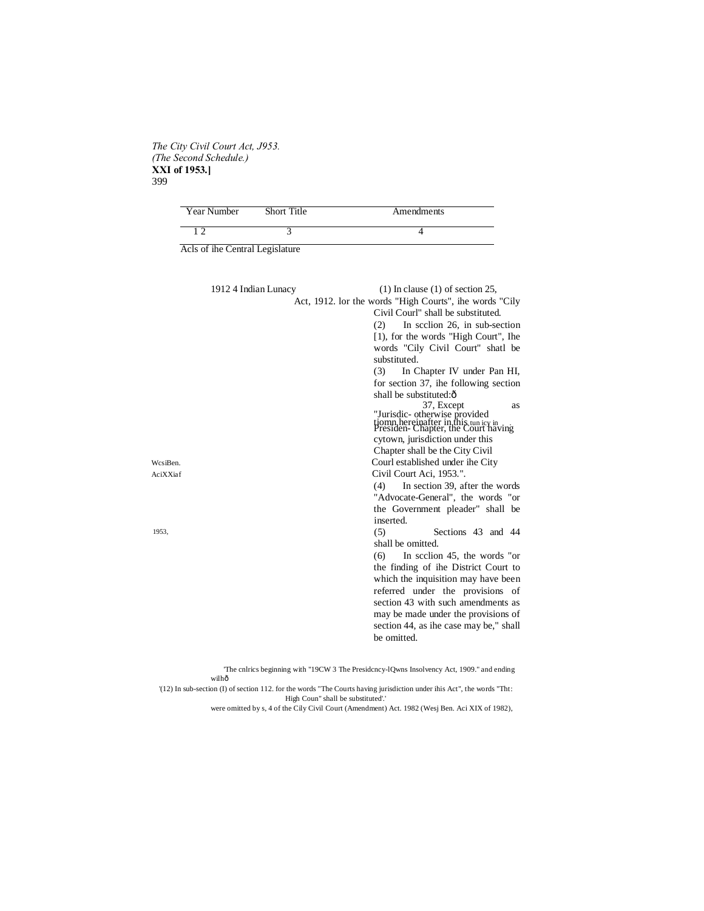*The City Civil Court Act, J953.*
*(The Second Schedule.)*
**XXI of 1953.]**

| Year Number | Short Title | Amendments |
|---|---|---|
| 1 2 | 3 | 4 |

Acls of ihe Central Legislature

| Year Number | Short Title | Amendments |
|---|---|---|
| 1912 4 | Indian Lunacy Act, 1912. | (1) In clause (1) of section 25, lor the words "High Courts", ihe words "Cily Civil Courl" shall be substituted.<br>(2) In scclion 26, in sub-section [1), for the words "High Court", Ihe words "Cily Civil Court" shatl be substituted.<br>(3) In Chapter IV under Pan HI, for section 37, ihe following section shall be substituted:ô<br>"Jurisdic- tiomn tun icy in Presiden- cytown. 37, Except as otherwise provided hereinafter in this Chapter, the Court having jurisdiction under this Chapter shall be the City Civil Courl established under ihe City Civil Court Aci, 1953.".<br>(4) In section 39, after the words "Advocate-General", the words "or the Government pleader" shall be inserted.<br>(5) Sections 43 and 44 shall be omitted.<br>(6) In scclion 45, the words "or the finding of ihe District Court to which the inquisition may have been referred under the provisions of section 43 with such amendments as may be made under the provisions of section 44, as ihe case may be," shall be omitted. |

WcsiBen. AciXXiaf 1953,

'The cnlrics beginning with "19CW 3 The Presidcncy-lQwns Insolvency Act, 1909." and ending wilhô
'(12) In sub-section (I) of section 112. for the words "The Courts having jurisdiction under ihis Act", the words "Tht: High Coun" shall be substituted'.'
were omitted by s, 4 of the Cily Civil Court (Amendment) Act. 1982 (Wesj Ben. Aci XIX of 1982),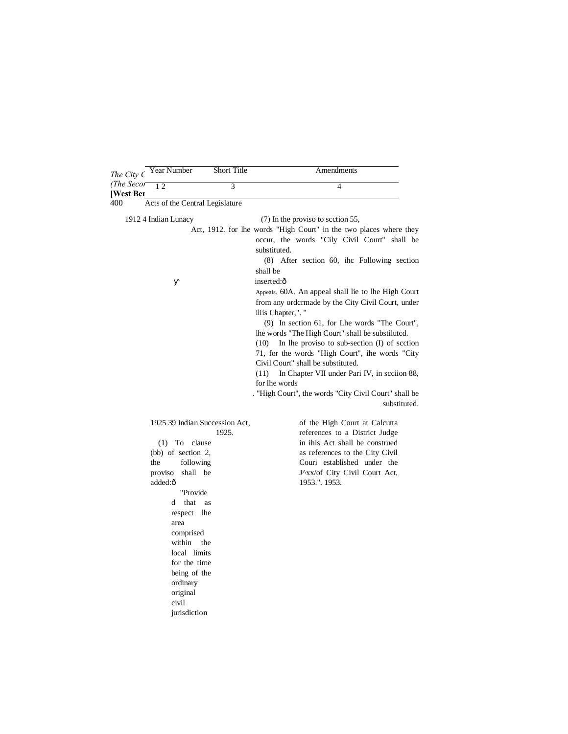| Year | Number | Short Title | Amendments |
|---|---|---|---|
| 1 | 2 | 3 | 4 |

Acts of the Central Legislature

| Year | Number | Short Title | Amendments |
|---|---|---|---|
| 1912 | 4 | Indian Lunacy Act, 1912. | (7) In the proviso to scction 55, for lhe words "High Court" in the two places where they occur, the words "Cily Civil Court" shall be substituted.<br>(8) After section 60, ihc Following section shall be inserted:—<br>Appeals. 60A. An appeal shall lie to lhe High Court from any ordcrmade by the City Civil Court, under iliis Chapter,". "<br>(9) In section 61, for Lhe words "The Court", lhe words "The High Court" shall be substilutcd.<br>(10) In lhe proviso to sub-section (I) of scction 71, for the words "High Court", ihe words "City Civil Court" shall be substituted.<br>(11) In Chapter VII under Pari IV, in scciion 88, for lhe words "High Court", the words "City Civil Court" shall be substituted. |
| 1925 | 39 | Indian Succession Act, 1925. | (1) To clause (bb) of section 2, the following proviso shall be added:—<br>"Provided that as respect lhe area comprised within the local limits for the time being of the ordinary original civil jurisdiction of the High Court at Calcutta references to a District Judge in ihis Act shall be construed as references to the City Civil Couri established under the J^xx/of City Civil Court Act, 1953.". 1953. |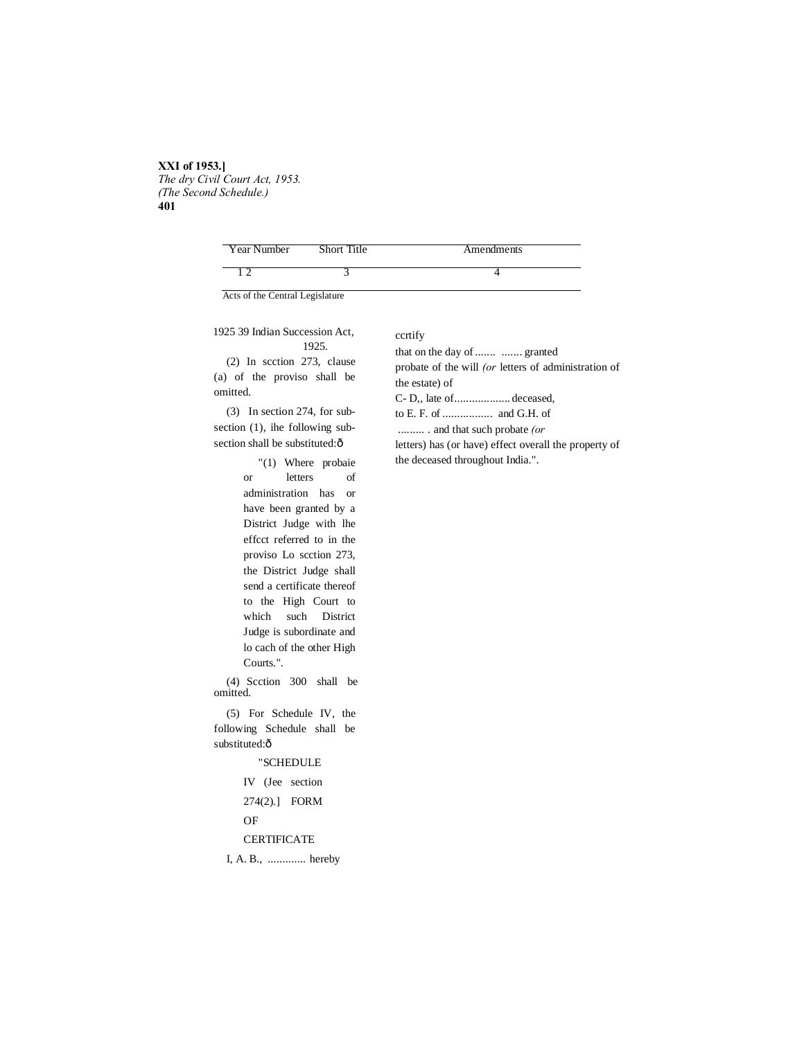| Year | Number | Short Title | Amendments |
|---|---|---|---|
| 1 | 2 | 3 | 4 |

Acts of the Central Legislature

1925 39 Indian Succession Act, 1925.

(2) In scction 273, clause (a) of the proviso shall be omitted.

(3) In section 274, for sub-section (1), ihe following sub-section shall be substituted:ô

"(1) Where probaie or letters of administration has or have been granted by a District Judge with lhe effcct referred to in the proviso Lo scction 273, the District Judge shall send a certificate thereof to the High Court to which such District Judge is subordinate and lo cach of the other High Courts.".

(4) Scction 300 shall be omitted.

(5) For Schedule IV, the following Schedule shall be substituted:ô

"SCHEDULE IV (Jee section 274(2).] FORM OF CERTIFICATE

I, A. B., ............. hereby ccrtify that on the day of ....... ....... granted probate of the will *(or* letters of administration of the estate) of C- D,, late of.................. deceased, to E. F. of ................ and G.H. of ......... . and that such probate *(or* letters) has (or have) effect overall the property of the deceased throughout India.".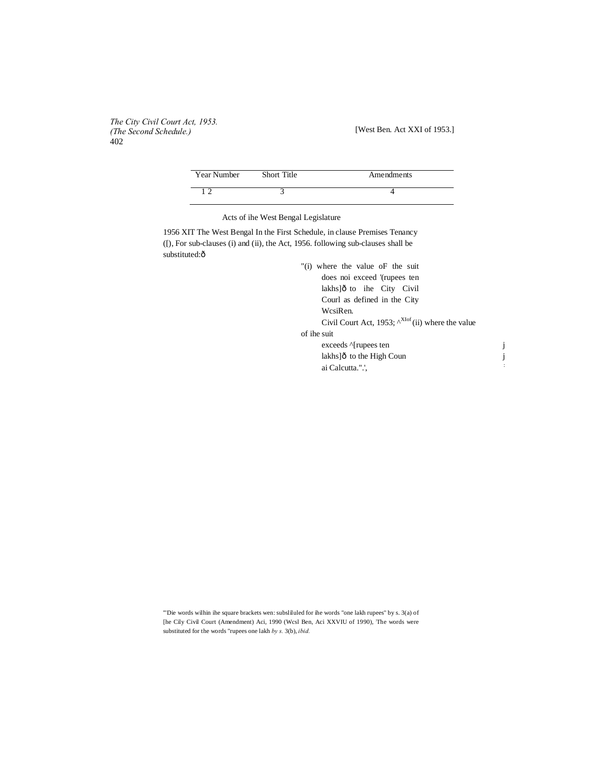| Year Number | | Short Title | Amendments |
|---|---|---|---|
| 1 | 2 | 3 | 4 |

Acts of ihe West Bengal Legislature

| | | | |
|---|---|---|---|
| 1956 | XIT | The West Bengal Premises Tenancy Act, 1956. | In the First Schedule, in clause ([), For sub-clauses (i) and (ii), the following sub-clauses shall be substituted:ð "(i) where the value oF the suit does noi exceed '(rupees ten lakhs]ð to ihe City Civil Courl as defined in the City Civil Court Act, 1953; (ii) where the value of ihe suit exceeds ^[rupees ten lakhs]ð to the High Coun ai Calcutta.".', |

WcsiRen. ^XIof

'"Die words wilhin ihe square brackets wen: subsliluled for ihe words "one lakh rupees" by s. 3(a) of [he Cily Civil Court (Amendment) Aci, 1990 (Wcsl Ben, Aci XXVIU of 1990), 'The words were substituted for the words "rupees one lakh *by s.* 3(b), *ibid.*